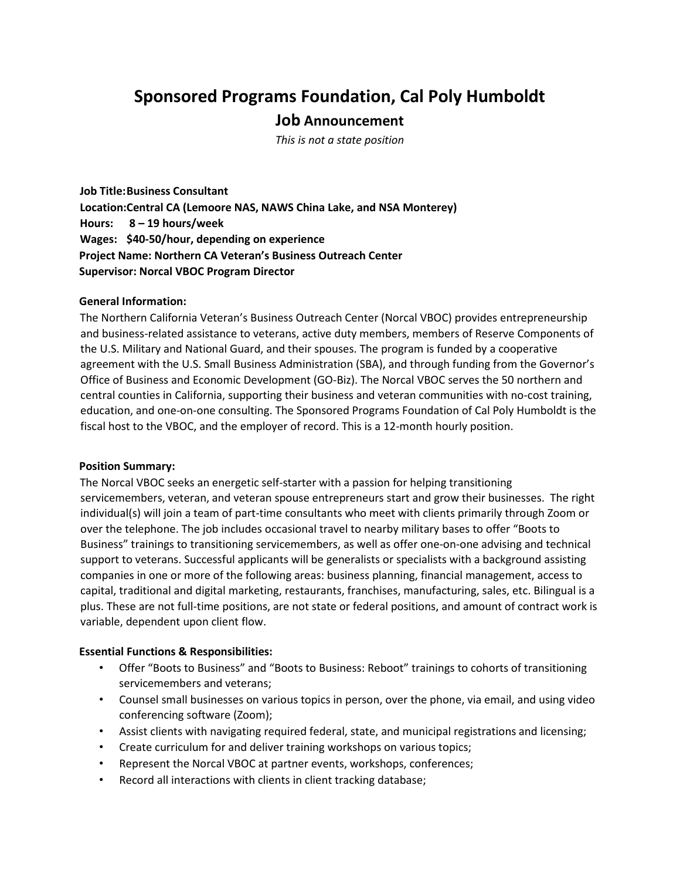# Sponsored Programs Foundation, Cal Poly Humboldt

## Job Announcement

*This is not a state position*

**Job Title: Business Consultant**
**Location: Central CA (Lemoore NAS, NAWS China Lake, and NSA Monterey)**
**Hours: 8 – 19 hours/week**
**Wages: $40-50/hour, depending on experience**
**Project Name: Northern CA Veteran's Business Outreach Center**
**Supervisor: Norcal VBOC Program Director**

**General Information:**

The Northern California Veteran's Business Outreach Center (Norcal VBOC) provides entrepreneurship and business-related assistance to veterans, active duty members, members of Reserve Components of the U.S. Military and National Guard, and their spouses. The program is funded by a cooperative agreement with the U.S. Small Business Administration (SBA), and through funding from the Governor's Office of Business and Economic Development (GO-Biz). The Norcal VBOC serves the 50 northern and central counties in California, supporting their business and veteran communities with no-cost training, education, and one-on-one consulting. The Sponsored Programs Foundation of Cal Poly Humboldt is the fiscal host to the VBOC, and the employer of record. This is a 12-month hourly position.

**Position Summary:**

The Norcal VBOC seeks an energetic self-starter with a passion for helping transitioning servicemembers, veteran, and veteran spouse entrepreneurs start and grow their businesses. The right individual(s) will join a team of part-time consultants who meet with clients primarily through Zoom or over the telephone. The job includes occasional travel to nearby military bases to offer "Boots to Business" trainings to transitioning servicemembers, as well as offer one-on-one advising and technical support to veterans. Successful applicants will be generalists or specialists with a background assisting companies in one or more of the following areas: business planning, financial management, access to capital, traditional and digital marketing, restaurants, franchises, manufacturing, sales, etc. Bilingual is a plus. These are not full-time positions, are not state or federal positions, and amount of contract work is variable, dependent upon client flow.

**Essential Functions & Responsibilities:**

- Offer "Boots to Business" and "Boots to Business: Reboot" trainings to cohorts of transitioning servicemembers and veterans;
- Counsel small businesses on various topics in person, over the phone, via email, and using video conferencing software (Zoom);
- Assist clients with navigating required federal, state, and municipal registrations and licensing;
- Create curriculum for and deliver training workshops on various topics;
- Represent the Norcal VBOC at partner events, workshops, conferences;
- Record all interactions with clients in client tracking database;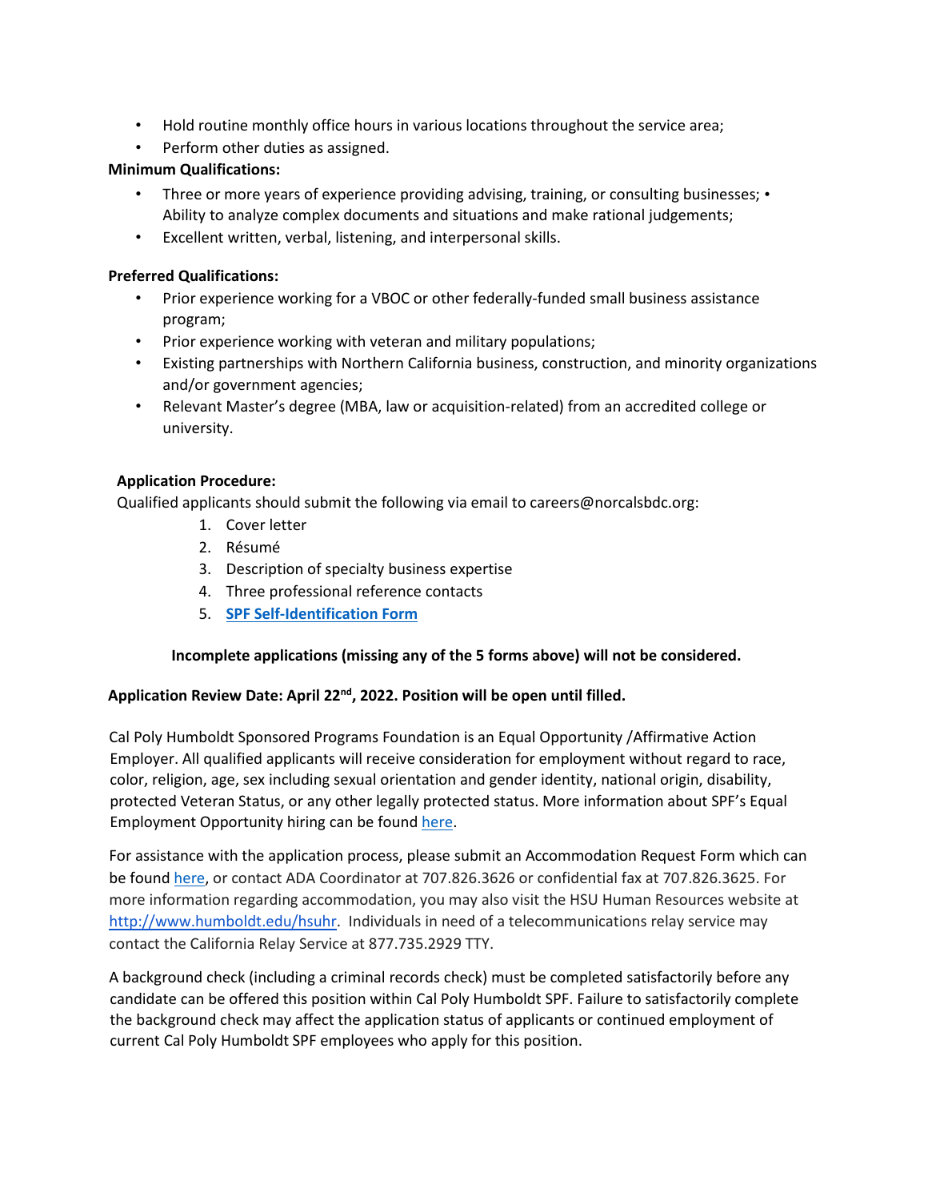- Hold routine monthly office hours in various locations throughout the service area;
- Perform other duties as assigned.

**Minimum Qualifications:**

- Three or more years of experience providing advising, training, or consulting businesses; • Ability to analyze complex documents and situations and make rational judgements;
- Excellent written, verbal, listening, and interpersonal skills.

**Preferred Qualifications:**

- Prior experience working for a VBOC or other federally-funded small business assistance program;
- Prior experience working with veteran and military populations;
- Existing partnerships with Northern California business, construction, and minority organizations and/or government agencies;
- Relevant Master's degree (MBA, law or acquisition-related) from an accredited college or university.

**Application Procedure:**

Qualified applicants should submit the following via email to careers@norcalsbdc.org:

1. Cover letter
2. Résumé
3. Description of specialty business expertise
4. Three professional reference contacts
5. **SPF Self-Identification Form**

**Incomplete applications (missing any of the 5 forms above) will not be considered.**

**Application Review Date: April 22nd, 2022. Position will be open until filled.**

Cal Poly Humboldt Sponsored Programs Foundation is an Equal Opportunity /Affirmative Action Employer. All qualified applicants will receive consideration for employment without regard to race, color, religion, age, sex including sexual orientation and gender identity, national origin, disability, protected Veteran Status, or any other legally protected status. More information about SPF's Equal Employment Opportunity hiring can be found here.

For assistance with the application process, please submit an Accommodation Request Form which can be found here, or contact ADA Coordinator at 707.826.3626 or confidential fax at 707.826.3625. For more information regarding accommodation, you may also visit the HSU Human Resources website at http://www.humboldt.edu/hsuhr. Individuals in need of a telecommunications relay service may contact the California Relay Service at 877.735.2929 TTY.

A background check (including a criminal records check) must be completed satisfactorily before any candidate can be offered this position within Cal Poly Humboldt SPF. Failure to satisfactorily complete the background check may affect the application status of applicants or continued employment of current Cal Poly Humboldt SPF employees who apply for this position.